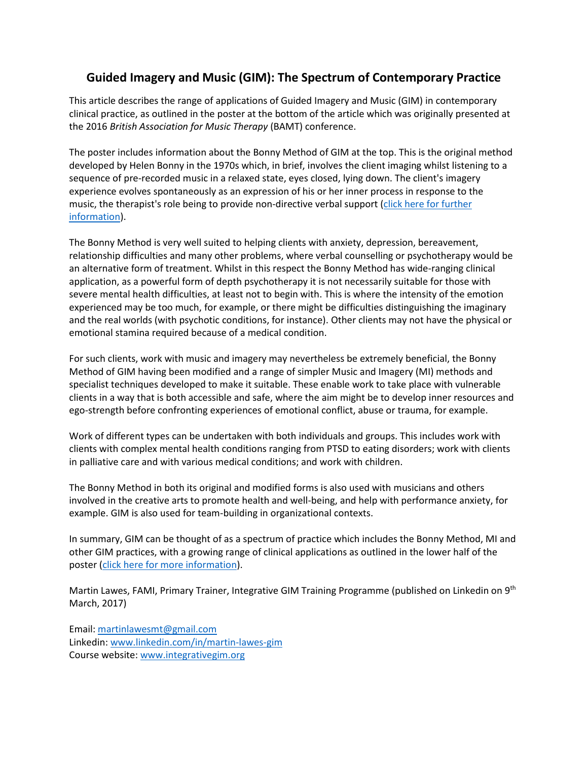# Guided Imagery and Music (GIM): The Spectrum of Contemporary Practice

This article describes the range of applications of Guided Imagery and Music (GIM) in contemporary clinical practice, as outlined in the poster at the bottom of the article which was originally presented at the 2016 *British Association for Music Therapy* (BAMT) conference.

The poster includes information about the Bonny Method of GIM at the top. This is the original method developed by Helen Bonny in the 1970s which, in brief, involves the client imaging whilst listening to a sequence of pre-recorded music in a relaxed state, eyes closed, lying down. The client's imagery experience evolves spontaneously as an expression of his or her inner process in response to the music, the therapist's role being to provide non-directive verbal support (click here for further information).

The Bonny Method is very well suited to helping clients with anxiety, depression, bereavement, relationship difficulties and many other problems, where verbal counselling or psychotherapy would be an alternative form of treatment. Whilst in this respect the Bonny Method has wide-ranging clinical application, as a powerful form of depth psychotherapy it is not necessarily suitable for those with severe mental health difficulties, at least not to begin with. This is where the intensity of the emotion experienced may be too much, for example, or there might be difficulties distinguishing the imaginary and the real worlds (with psychotic conditions, for instance). Other clients may not have the physical or emotional stamina required because of a medical condition.

For such clients, work with music and imagery may nevertheless be extremely beneficial, the Bonny Method of GIM having been modified and a range of simpler Music and Imagery (MI) methods and specialist techniques developed to make it suitable. These enable work to take place with vulnerable clients in a way that is both accessible and safe, where the aim might be to develop inner resources and ego-strength before confronting experiences of emotional conflict, abuse or trauma, for example.

Work of different types can be undertaken with both individuals and groups. This includes work with clients with complex mental health conditions ranging from PTSD to eating disorders; work with clients in palliative care and with various medical conditions; and work with children.

The Bonny Method in both its original and modified forms is also used with musicians and others involved in the creative arts to promote health and well-being, and help with performance anxiety, for example. GIM is also used for team-building in organizational contexts.

In summary, GIM can be thought of as a spectrum of practice which includes the Bonny Method, MI and other GIM practices, with a growing range of clinical applications as outlined in the lower half of the poster (click here for more information).

Martin Lawes, FAMI, Primary Trainer, Integrative GIM Training Programme (published on Linkedin on 9th March, 2017)

Email: martinlawesmt@gmail.com
Linkedin: www.linkedin.com/in/martin-lawes-gim
Course website: www.integrativegim.org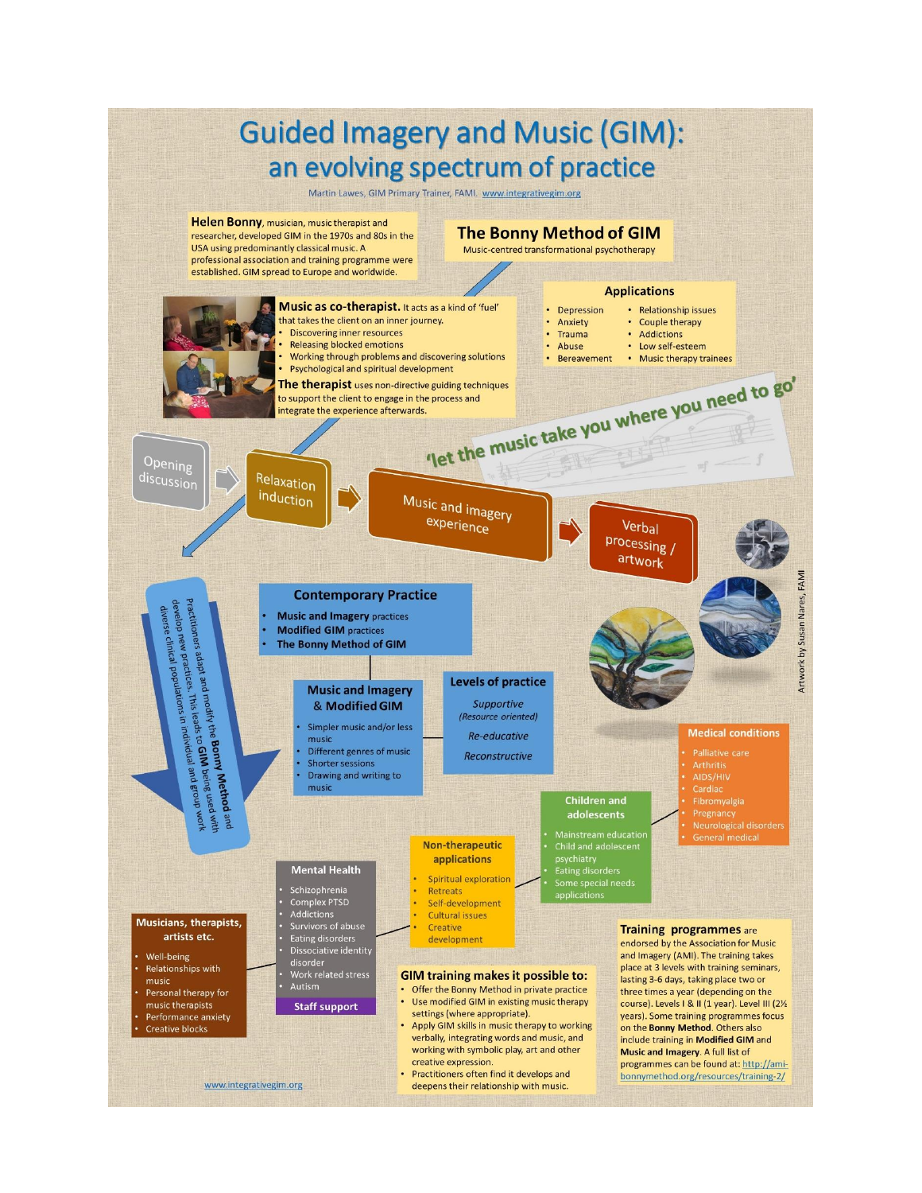# Guided Imagery and Music (GIM): an evolving spectrum of practice

Martin Lawes, GIM Primary Trainer, FAMI. www.integrativegim.org

**Helen Bonny**, musician, music therapist and researcher, developed GIM in the 1970s and 80s in the USA using predominantly classical music. A professional association and training programme were established. GIM spread to Europe and worldwide.

## The Bonny Method of GIM

Music-centred transformational psychotherapy

**Music as co-therapist.** It acts as a kind of 'fuel' that takes the client on an inner journey.

- Discovering inner resources
- Releasing blocked emotions
- Working through problems and discovering solutions
- Psychological and spiritual development

**The therapist** uses non-directive guiding techniques to support the client to engage in the process and integrate the experience afterwards.

### Applications

- Depression
- Anxiety
- Trauma
- Abuse
- Bereavement
- Relationship issues
- Couple therapy
- Addictions
- Low self-esteem
- Music therapy trainees

'let the music take you where you need to go'

Opening discussion → Relaxation induction → Music and imagery experience → Verbal processing / artwork

Practitioners adapt and modify the **Bonny Method** and develop new practices. This leads to **GIM** being used with diverse clinical populations in individual and group work

## Contemporary Practice

- **Music and Imagery** practices
- **Modified GIM** practices
- **The Bonny Method of GIM**

### Music and Imagery & Modified GIM

- Simpler music and/or less music
- Different genres of music
- Shorter sessions
- Drawing and writing to music

### Levels of practice

*Supportive (Resource oriented)*

*Re-educative*

*Reconstructive*

### Medical conditions

- Palliative care
- Arthritis
- AIDS/HIV
- Cardiac
- Fibromyalgia
- Pregnancy
- Neurological disorders
- General medical

### Children and adolescents

- Mainstream education
- Child and adolescent psychiatry
- Eating disorders
- Some special needs applications

### Non-therapeutic applications

- Spiritual exploration
- Retreats
- Self-development
- Cultural issues
- Creative development

### Mental Health

- Schizophrenia
- Complex PTSD
- Addictions
- Survivors of abuse
- Eating disorders
- Dissociative identity disorder
- Work related stress
- Autism

**Staff support**

### Musicians, therapists, artists etc.

- Well-being
- Relationships with music
- Personal therapy for music therapists
- Performance anxiety
- Creative blocks

### GIM training makes it possible to:

- Offer the Bonny Method in private practice
- Use modified GIM in existing music therapy settings (where appropriate).
- Apply GIM skills in music therapy to working verbally, integrating words and music, and working with symbolic play, art and other creative expression.
- Practitioners often find it develops and deepens their relationship with music.

**Training programmes** are endorsed by the Association for Music and Imagery (AMI). The training takes place at 3 levels with training seminars, lasting 3-6 days, taking place two or three times a year (depending on the course). Levels I & II (1 year). Level III (2½ years). Some training programmes focus on the **Bonny Method**. Others also include training in **Modified GIM** and **Music and Imagery**. A full list of programmes can be found at: http://ami-bonnymethod.org/resources/training-2/

Artwork by Susan Nares, FAMI

www.integrativegim.org